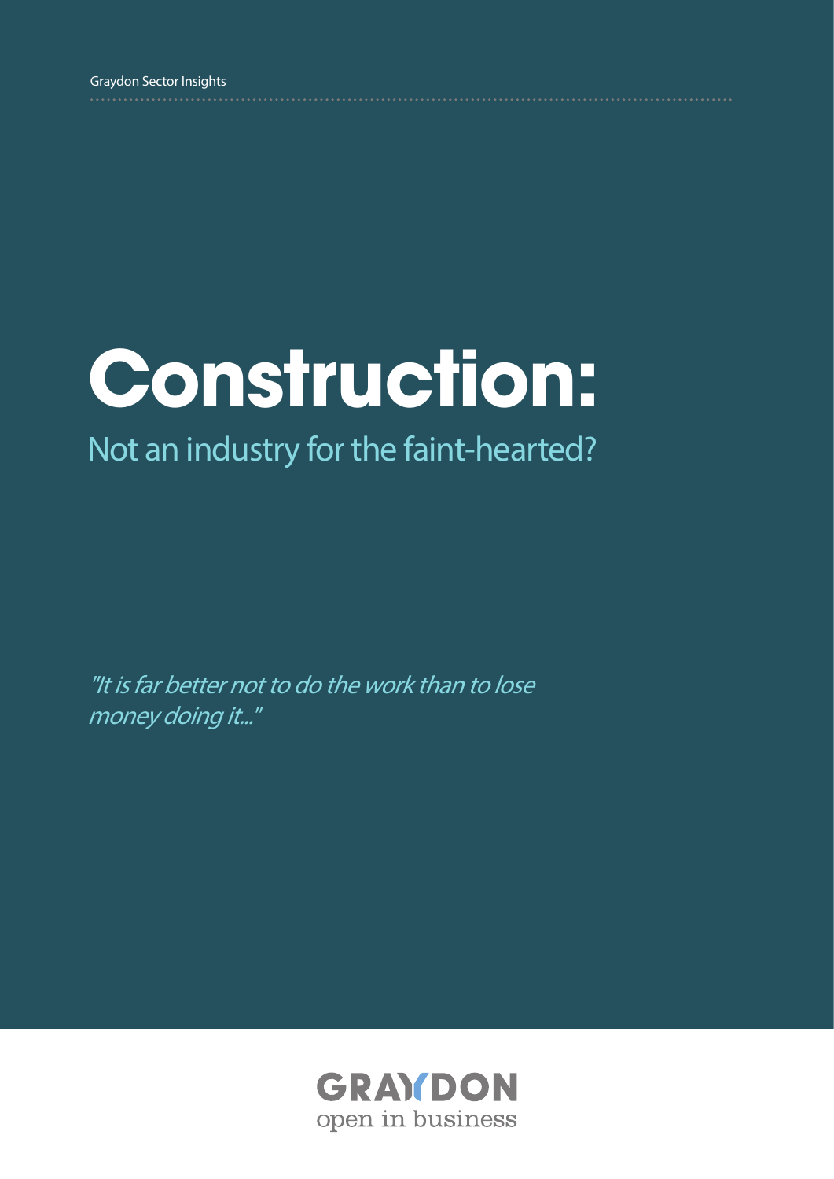Graydon Sector Insights

# Construction:

## Not an industry for the faint-hearted?

*"It is far better not to do the work than to lose money doing it..."*

GRAYDON
open in business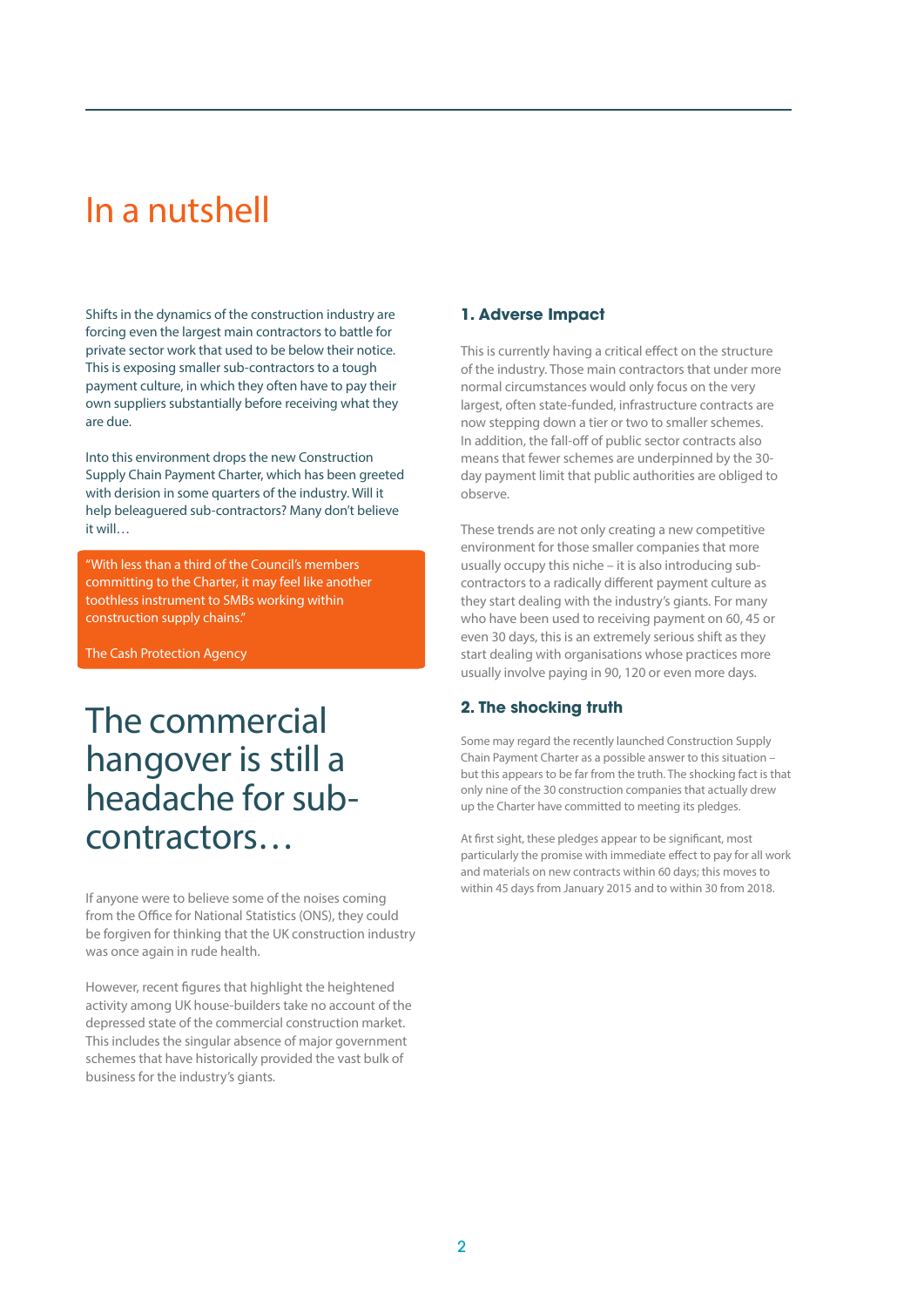# In a nutshell

Shifts in the dynamics of the construction industry are forcing even the largest main contractors to battle for private sector work that used to be below their notice. This is exposing smaller sub-contractors to a tough payment culture, in which they often have to pay their own suppliers substantially before receiving what they are due.

Into this environment drops the new Construction Supply Chain Payment Charter, which has been greeted with derision in some quarters of the industry. Will it help beleaguered sub-contractors? Many don't believe it will…

> "With less than a third of the Council's members committing to the Charter, it may feel like another toothless instrument to SMBs working within construction supply chains."
>
> The Cash Protection Agency

## The commercial hangover is still a headache for sub-contractors…

If anyone were to believe some of the noises coming from the Office for National Statistics (ONS), they could be forgiven for thinking that the UK construction industry was once again in rude health.

However, recent figures that highlight the heightened activity among UK house-builders take no account of the depressed state of the commercial construction market. This includes the singular absence of major government schemes that have historically provided the vast bulk of business for the industry's giants.

### 1. Adverse Impact

This is currently having a critical effect on the structure of the industry. Those main contractors that under more normal circumstances would only focus on the very largest, often state-funded, infrastructure contracts are now stepping down a tier or two to smaller schemes. In addition, the fall-off of public sector contracts also means that fewer schemes are underpinned by the 30-day payment limit that public authorities are obliged to observe.

These trends are not only creating a new competitive environment for those smaller companies that more usually occupy this niche – it is also introducing sub-contractors to a radically different payment culture as they start dealing with the industry's giants. For many who have been used to receiving payment on 60, 45 or even 30 days, this is an extremely serious shift as they start dealing with organisations whose practices more usually involve paying in 90, 120 or even more days.

### 2. The shocking truth

Some may regard the recently launched Construction Supply Chain Payment Charter as a possible answer to this situation – but this appears to be far from the truth. The shocking fact is that only nine of the 30 construction companies that actually drew up the Charter have committed to meeting its pledges.

At first sight, these pledges appear to be significant, most particularly the promise with immediate effect to pay for all work and materials on new contracts within 60 days; this moves to within 45 days from January 2015 and to within 30 from 2018.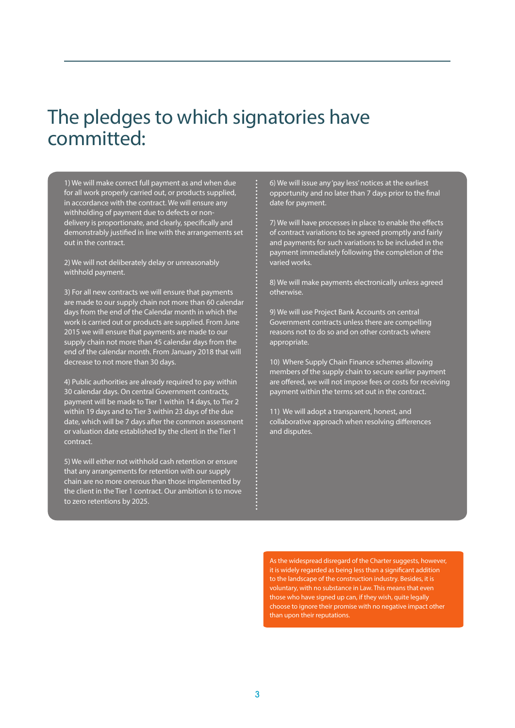# The pledges to which signatories have committed:

1) We will make correct full payment as and when due for all work properly carried out, or products supplied, in accordance with the contract. We will ensure any withholding of payment due to defects or non-delivery is proportionate, and clearly, specifically and demonstrably justified in line with the arrangements set out in the contract.

2) We will not deliberately delay or unreasonably withhold payment.

3) For all new contracts we will ensure that payments are made to our supply chain not more than 60 calendar days from the end of the Calendar month in which the work is carried out or products are supplied. From June 2015 we will ensure that payments are made to our supply chain not more than 45 calendar days from the end of the calendar month. From January 2018 that will decrease to not more than 30 days.

4) Public authorities are already required to pay within 30 calendar days. On central Government contracts, payment will be made to Tier 1 within 14 days, to Tier 2 within 19 days and to Tier 3 within 23 days of the due date, which will be 7 days after the common assessment or valuation date established by the client in the Tier 1 contract.

5) We will either not withhold cash retention or ensure that any arrangements for retention with our supply chain are no more onerous than those implemented by the client in the Tier 1 contract. Our ambition is to move to zero retentions by 2025.

6) We will issue any 'pay less' notices at the earliest opportunity and no later than 7 days prior to the final date for payment.

7) We will have processes in place to enable the effects of contract variations to be agreed promptly and fairly and payments for such variations to be included in the payment immediately following the completion of the varied works.

8) We will make payments electronically unless agreed otherwise.

9) We will use Project Bank Accounts on central Government contracts unless there are compelling reasons not to do so and on other contracts where appropriate.

10) Where Supply Chain Finance schemes allowing members of the supply chain to secure earlier payment are offered, we will not impose fees or costs for receiving payment within the terms set out in the contract.

11) We will adopt a transparent, honest, and collaborative approach when resolving differences and disputes.

As the widespread disregard of the Charter suggests, however, it is widely regarded as being less than a significant addition to the landscape of the construction industry. Besides, it is voluntary, with no substance in Law. This means that even those who have signed up can, if they wish, quite legally choose to ignore their promise with no negative impact other than upon their reputations.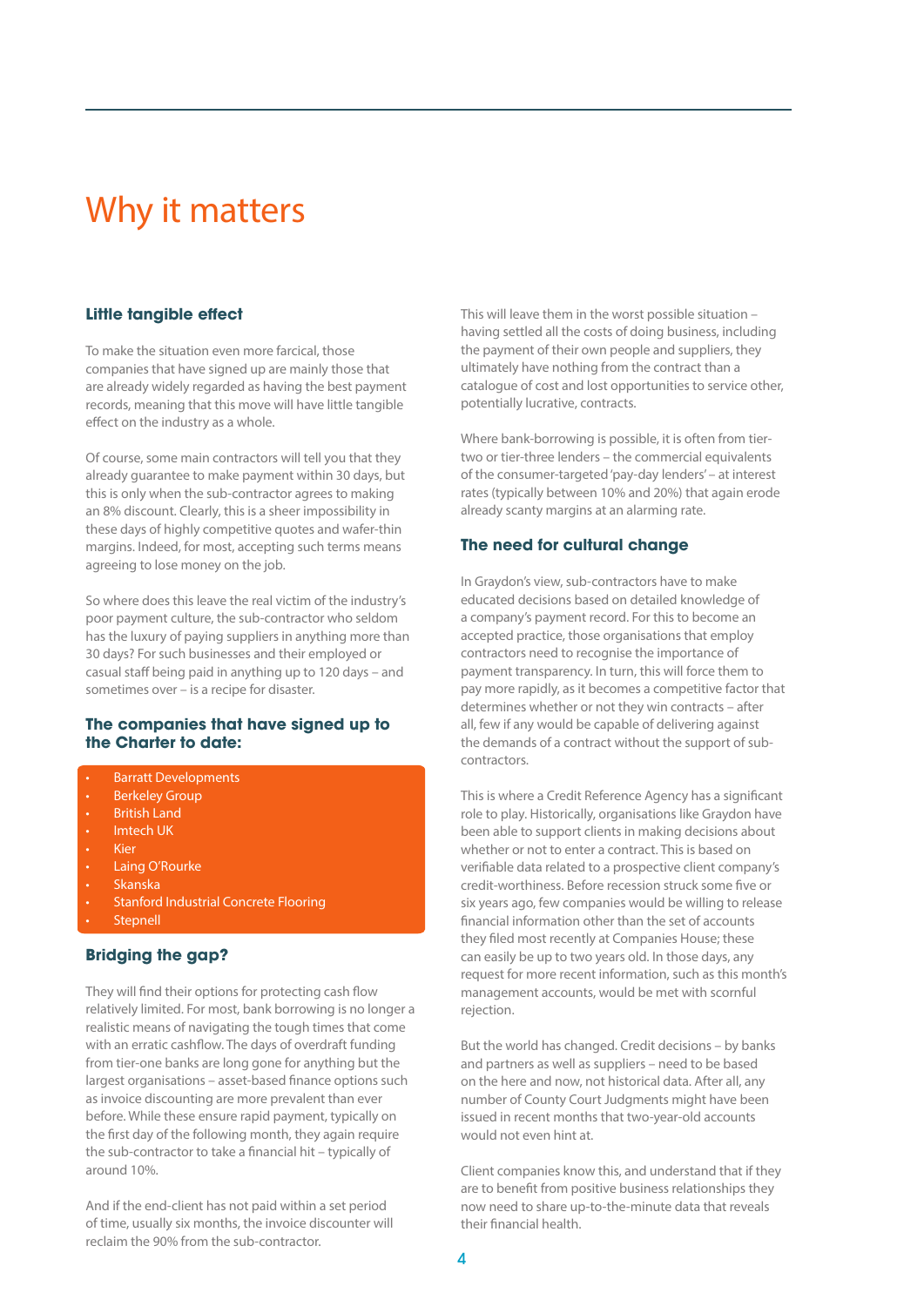# Why it matters

### Little tangible effect

To make the situation even more farcical, those companies that have signed up are mainly those that are already widely regarded as having the best payment records, meaning that this move will have little tangible effect on the industry as a whole.

Of course, some main contractors will tell you that they already guarantee to make payment within 30 days, but this is only when the sub-contractor agrees to making an 8% discount. Clearly, this is a sheer impossibility in these days of highly competitive quotes and wafer-thin margins. Indeed, for most, accepting such terms means agreeing to lose money on the job.

So where does this leave the real victim of the industry's poor payment culture, the sub-contractor who seldom has the luxury of paying suppliers in anything more than 30 days? For such businesses and their employed or casual staff being paid in anything up to 120 days – and sometimes over – is a recipe for disaster.

### The companies that have signed up to the Charter to date:

- Barratt Developments
- Berkeley Group
- British Land
- Imtech UK
- Kier
- Laing O'Rourke
- Skanska
- Stanford Industrial Concrete Flooring
- Stepnell

### Bridging the gap?

They will find their options for protecting cash flow relatively limited. For most, bank borrowing is no longer a realistic means of navigating the tough times that come with an erratic cashflow. The days of overdraft funding from tier-one banks are long gone for anything but the largest organisations – asset-based finance options such as invoice discounting are more prevalent than ever before. While these ensure rapid payment, typically on the first day of the following month, they again require the sub-contractor to take a financial hit – typically of around 10%.

And if the end-client has not paid within a set period of time, usually six months, the invoice discounter will reclaim the 90% from the sub-contractor.

This will leave them in the worst possible situation – having settled all the costs of doing business, including the payment of their own people and suppliers, they ultimately have nothing from the contract than a catalogue of cost and lost opportunities to service other, potentially lucrative, contracts.

Where bank-borrowing is possible, it is often from tier-two or tier-three lenders – the commercial equivalents of the consumer-targeted 'pay-day lenders' – at interest rates (typically between 10% and 20%) that again erode already scanty margins at an alarming rate.

### The need for cultural change

In Graydon's view, sub-contractors have to make educated decisions based on detailed knowledge of a company's payment record. For this to become an accepted practice, those organisations that employ contractors need to recognise the importance of payment transparency. In turn, this will force them to pay more rapidly, as it becomes a competitive factor that determines whether or not they win contracts – after all, few if any would be capable of delivering against the demands of a contract without the support of sub-contractors.

This is where a Credit Reference Agency has a significant role to play. Historically, organisations like Graydon have been able to support clients in making decisions about whether or not to enter a contract. This is based on verifiable data related to a prospective client company's credit-worthiness. Before recession struck some five or six years ago, few companies would be willing to release financial information other than the set of accounts they filed most recently at Companies House; these can easily be up to two years old. In those days, any request for more recent information, such as this month's management accounts, would be met with scornful rejection.

But the world has changed. Credit decisions – by banks and partners as well as suppliers – need to be based on the here and now, not historical data. After all, any number of County Court Judgments might have been issued in recent months that two-year-old accounts would not even hint at.

Client companies know this, and understand that if they are to benefit from positive business relationships they now need to share up-to-the-minute data that reveals their financial health.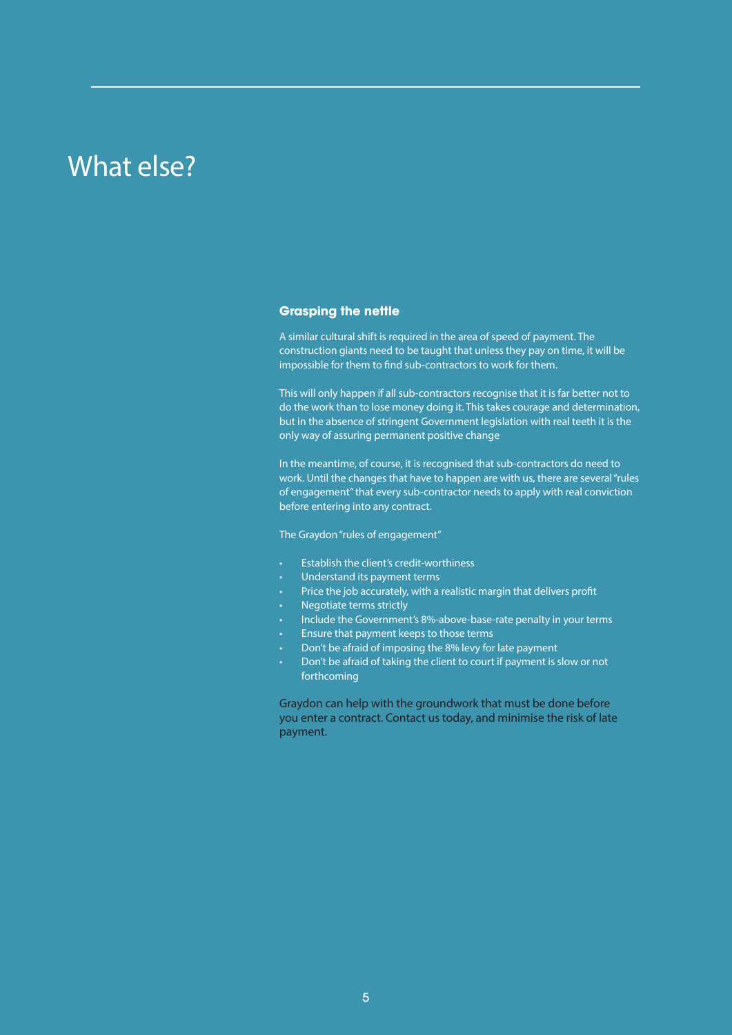# What else?

### Grasping the nettle

A similar cultural shift is required in the area of speed of payment. The construction giants need to be taught that unless they pay on time, it will be impossible for them to find sub-contractors to work for them.

This will only happen if all sub-contractors recognise that it is far better not to do the work than to lose money doing it. This takes courage and determination, but in the absence of stringent Government legislation with real teeth it is the only way of assuring permanent positive change

In the meantime, of course, it is recognised that sub-contractors do need to work. Until the changes that have to happen are with us, there are several "rules of engagement" that every sub-contractor needs to apply with real conviction before entering into any contract.

The Graydon "rules of engagement"

- Establish the client's credit-worthiness
- Understand its payment terms
- Price the job accurately, with a realistic margin that delivers profit
- Negotiate terms strictly
- Include the Government's 8%-above-base-rate penalty in your terms
- Ensure that payment keeps to those terms
- Don't be afraid of imposing the 8% levy for late payment
- Don't be afraid of taking the client to court if payment is slow or not forthcoming

Graydon can help with the groundwork that must be done before you enter a contract. Contact us today, and minimise the risk of late payment.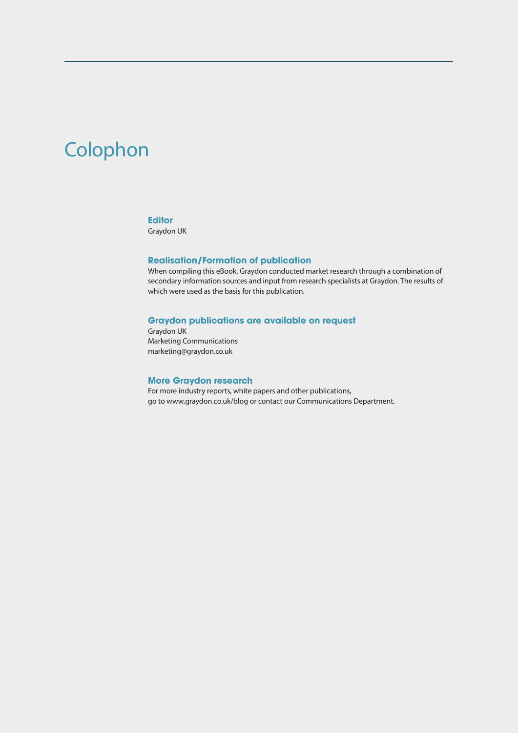# Colophon

### Editor

Graydon UK

### Realisation/Formation of publication

When compiling this eBook, Graydon conducted market research through a combination of secondary information sources and input from research specialists at Graydon. The results of which were used as the basis for this publication.

### Graydon publications are available on request

Graydon UK
Marketing Communications
marketing@graydon.co.uk

### More Graydon research

For more industry reports, white papers and other publications,
go to www.graydon.co.uk/blog or contact our Communications Department.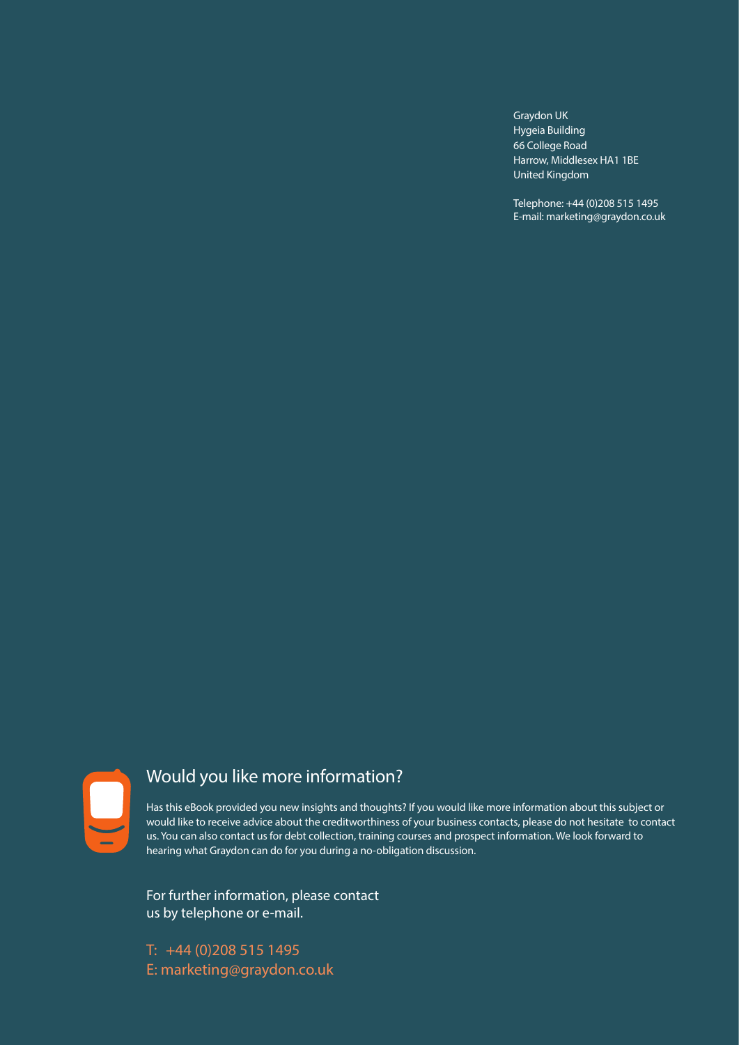Graydon UK
Hygeia Building
66 College Road
Harrow, Middlesex HA1 1BE
United Kingdom

Telephone: +44 (0)208 515 1495
E-mail: marketing@graydon.co.uk

## Would you like more information?

Has this eBook provided you new insights and thoughts? If you would like more information about this subject or would like to receive advice about the creditworthiness of your business contacts, please do not hesitate to contact us. You can also contact us for debt collection, training courses and prospect information. We look forward to hearing what Graydon can do for you during a no-obligation discussion.

For further information, please contact us by telephone or e-mail.

T: +44 (0)208 515 1495
E: marketing@graydon.co.uk